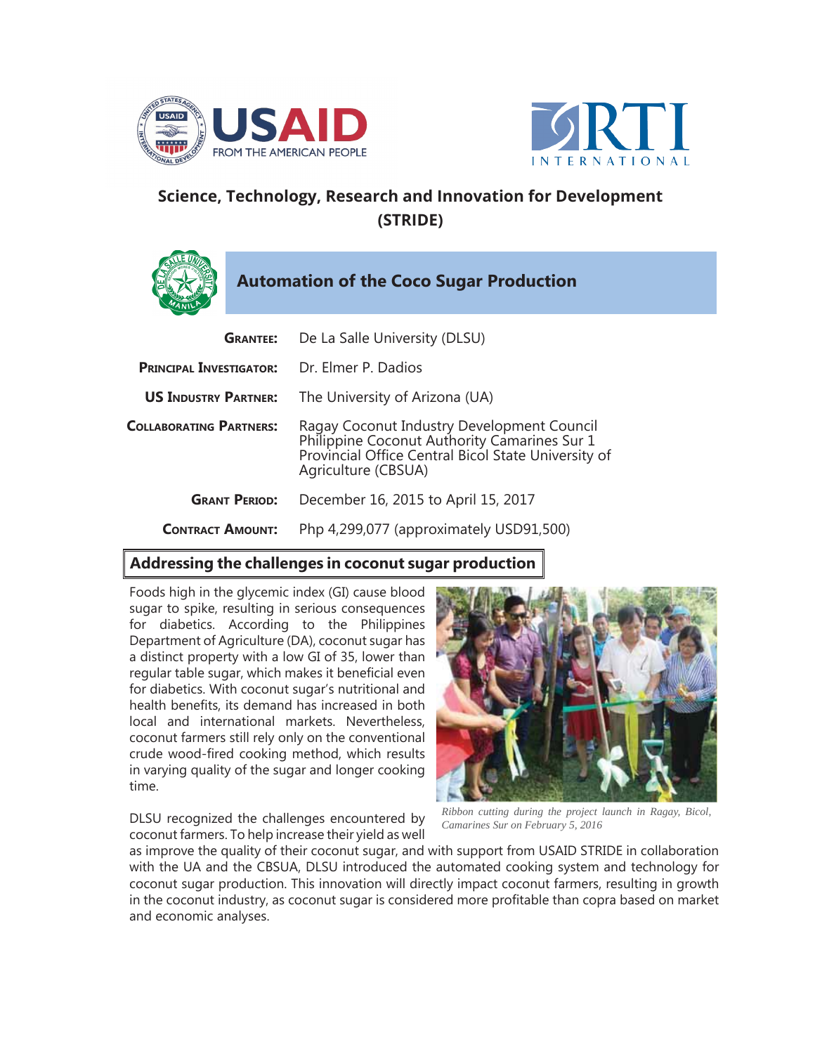## Science, Technology, Research and Innovation for Development (STRIDE)

### Automation of the Coco Sugar Production

**GRANTEE:** De La Salle University (DLSU)

**PRINCIPAL INVESTIGATOR:** Dr. Elmer P. Dadios

**US INDUSTRY PARTNER:** The University of Arizona (UA)

**COLLABORATING PARTNERS:** Ragay Coconut Industry Development Council
Philippine Coconut Authority Camarines Sur 1
Provincial Office Central Bicol State University of Agriculture (CBSUA)

**GRANT PERIOD:** December 16, 2015 to April 15, 2017

**CONTRACT AMOUNT:** Php 4,299,077 (approximately USD91,500)

### Addressing the challenges in coconut sugar production

Foods high in the glycemic index (GI) cause blood sugar to spike, resulting in serious consequences for diabetics. According to the Philippines Department of Agriculture (DA), coconut sugar has a distinct property with a low GI of 35, lower than regular table sugar, which makes it beneficial even for diabetics. With coconut sugar's nutritional and health benefits, its demand has increased in both local and international markets. Nevertheless, coconut farmers still rely only on the conventional crude wood-fired cooking method, which results in varying quality of the sugar and longer cooking time.

*Ribbon cutting during the project launch in Ragay, Bicol, Camarines Sur on February 5, 2016*

DLSU recognized the challenges encountered by coconut farmers. To help increase their yield as well as improve the quality of their coconut sugar, and with support from USAID STRIDE in collaboration with the UA and the CBSUA, DLSU introduced the automated cooking system and technology for coconut sugar production. This innovation will directly impact coconut farmers, resulting in growth in the coconut industry, as coconut sugar is considered more profitable than copra based on market and economic analyses.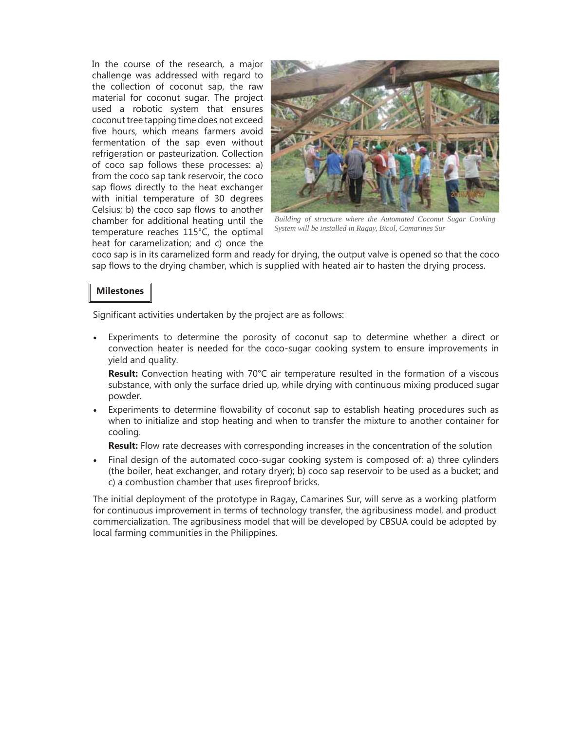In the course of the research, a major challenge was addressed with regard to the collection of coconut sap, the raw material for coconut sugar. The project used a robotic system that ensures coconut tree tapping time does not exceed five hours, which means farmers avoid fermentation of the sap even without refrigeration or pasteurization. Collection of coco sap follows these processes: a) from the coco sap tank reservoir, the coco sap flows directly to the heat exchanger with initial temperature of 30 degrees Celsius; b) the coco sap flows to another chamber for additional heating until the temperature reaches 115°C, the optimal heat for caramelization; and c) once the coco sap is in its caramelized form and ready for drying, the output valve is opened so that the coco sap flows to the drying chamber, which is supplied with heated air to hasten the drying process.

*Building of structure where the Automated Coconut Sugar Cooking System will be installed in Ragay, Bicol, Camarines Sur*

## Milestones

Significant activities undertaken by the project are as follows:

- Experiments to determine the porosity of coconut sap to determine whether a direct or convection heater is needed for the coco-sugar cooking system to ensure improvements in yield and quality.

  **Result:** Convection heating with 70°C air temperature resulted in the formation of a viscous substance, with only the surface dried up, while drying with continuous mixing produced sugar powder.

- Experiments to determine flowability of coconut sap to establish heating procedures such as when to initialize and stop heating and when to transfer the mixture to another container for cooling.

  **Result:** Flow rate decreases with corresponding increases in the concentration of the solution

- Final design of the automated coco-sugar cooking system is composed of: a) three cylinders (the boiler, heat exchanger, and rotary dryer); b) coco sap reservoir to be used as a bucket; and c) a combustion chamber that uses fireproof bricks.

The initial deployment of the prototype in Ragay, Camarines Sur, will serve as a working platform for continuous improvement in terms of technology transfer, the agribusiness model, and product commercialization. The agribusiness model that will be developed by CBSUA could be adopted by local farming communities in the Philippines.